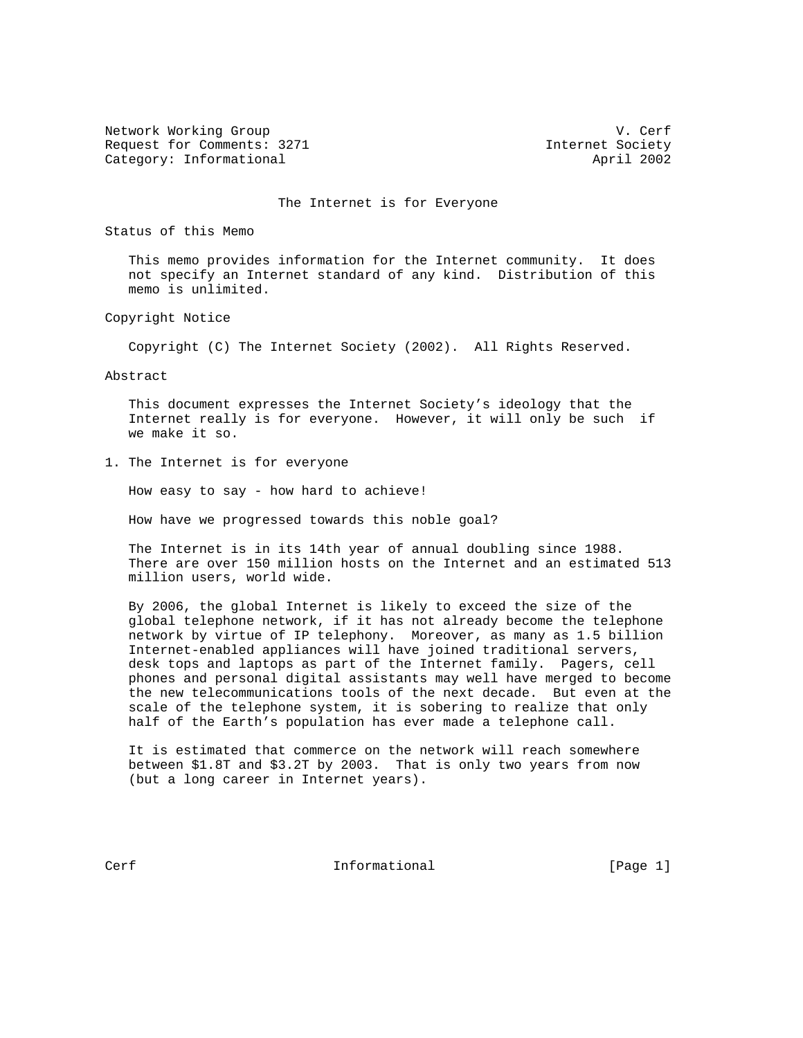Network Working Group V. Cerf
Request for Comments: 3271 Internet Society
Category: Informational April 2002

# The Internet is for Everyone

## Status of this Memo

This memo provides information for the Internet community. It does not specify an Internet standard of any kind. Distribution of this memo is unlimited.

## Copyright Notice

Copyright (C) The Internet Society (2002). All Rights Reserved.

## Abstract

This document expresses the Internet Society's ideology that the Internet really is for everyone. However, it will only be such if we make it so.

## 1. The Internet is for everyone

How easy to say - how hard to achieve!

How have we progressed towards this noble goal?

The Internet is in its 14th year of annual doubling since 1988. There are over 150 million hosts on the Internet and an estimated 513 million users, world wide.

By 2006, the global Internet is likely to exceed the size of the global telephone network, if it has not already become the telephone network by virtue of IP telephony. Moreover, as many as 1.5 billion Internet-enabled appliances will have joined traditional servers, desk tops and laptops as part of the Internet family. Pagers, cell phones and personal digital assistants may well have merged to become the new telecommunications tools of the next decade. But even at the scale of the telephone system, it is sobering to realize that only half of the Earth's population has ever made a telephone call.

It is estimated that commerce on the network will reach somewhere between $1.8T and $3.2T by 2003. That is only two years from now (but a long career in Internet years).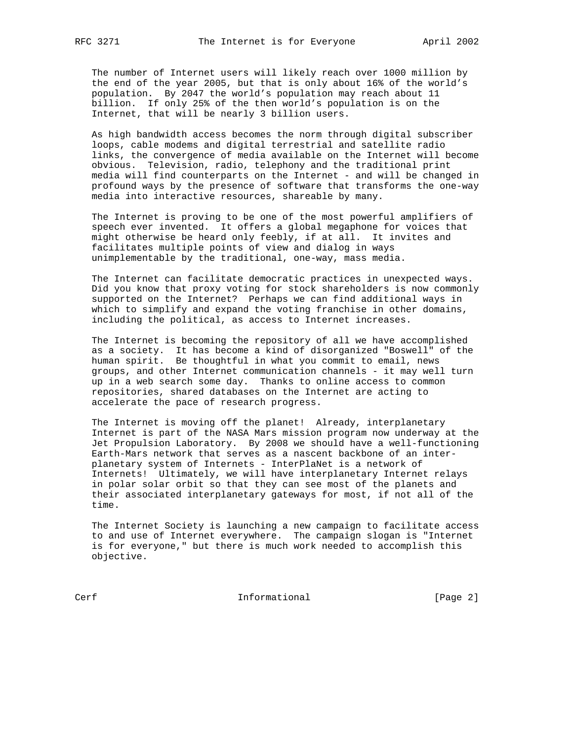The number of Internet users will likely reach over 1000 million by the end of the year 2005, but that is only about 16% of the world's population. By 2047 the world's population may reach about 11 billion. If only 25% of the then world's population is on the Internet, that will be nearly 3 billion users.

As high bandwidth access becomes the norm through digital subscriber loops, cable modems and digital terrestrial and satellite radio links, the convergence of media available on the Internet will become obvious. Television, radio, telephony and the traditional print media will find counterparts on the Internet - and will be changed in profound ways by the presence of software that transforms the one-way media into interactive resources, shareable by many.

The Internet is proving to be one of the most powerful amplifiers of speech ever invented. It offers a global megaphone for voices that might otherwise be heard only feebly, if at all. It invites and facilitates multiple points of view and dialog in ways unimplementable by the traditional, one-way, mass media.

The Internet can facilitate democratic practices in unexpected ways. Did you know that proxy voting for stock shareholders is now commonly supported on the Internet? Perhaps we can find additional ways in which to simplify and expand the voting franchise in other domains, including the political, as access to Internet increases.

The Internet is becoming the repository of all we have accomplished as a society. It has become a kind of disorganized "Boswell" of the human spirit. Be thoughtful in what you commit to email, news groups, and other Internet communication channels - it may well turn up in a web search some day. Thanks to online access to common repositories, shared databases on the Internet are acting to accelerate the pace of research progress.

The Internet is moving off the planet! Already, interplanetary Internet is part of the NASA Mars mission program now underway at the Jet Propulsion Laboratory. By 2008 we should have a well-functioning Earth-Mars network that serves as a nascent backbone of an inter-planetary system of Internets - InterPlaNet is a network of Internets! Ultimately, we will have interplanetary Internet relays in polar solar orbit so that they can see most of the planets and their associated interplanetary gateways for most, if not all of the time.

The Internet Society is launching a new campaign to facilitate access to and use of Internet everywhere. The campaign slogan is "Internet is for everyone," but there is much work needed to accomplish this objective.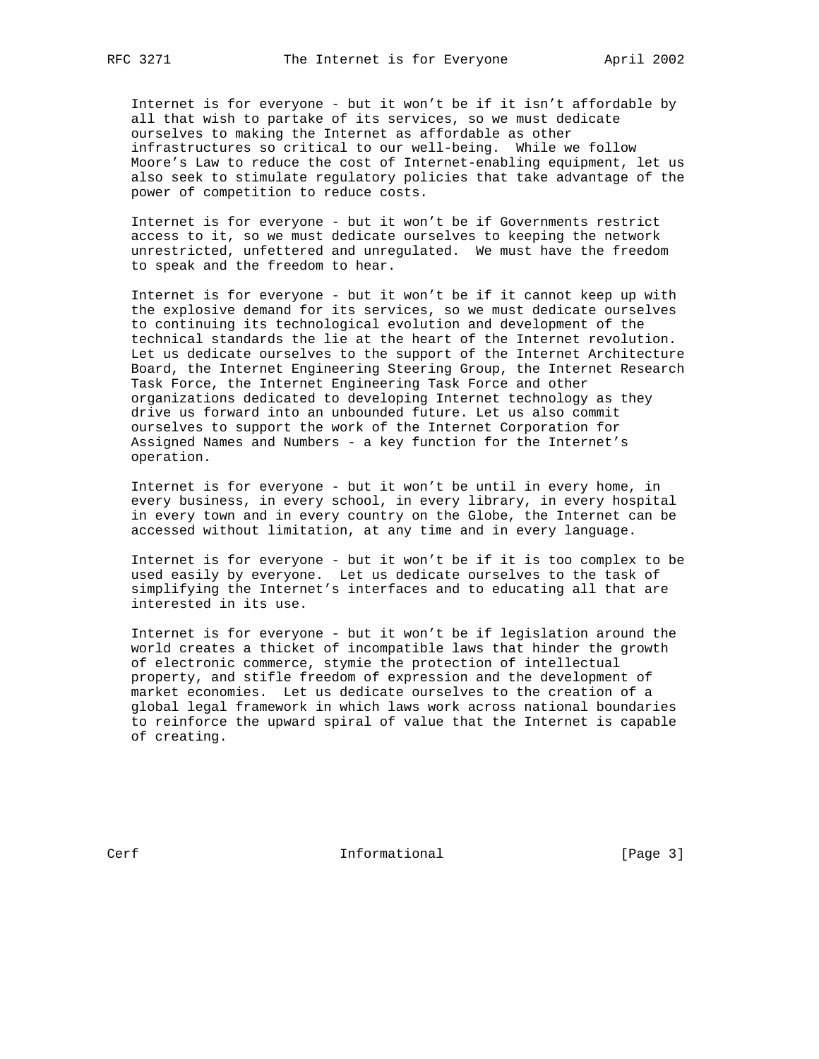Internet is for everyone - but it won’t be if it isn’t affordable by all that wish to partake of its services, so we must dedicate ourselves to making the Internet as affordable as other infrastructures so critical to our well-being. While we follow Moore’s Law to reduce the cost of Internet-enabling equipment, let us also seek to stimulate regulatory policies that take advantage of the power of competition to reduce costs.

Internet is for everyone - but it won’t be if Governments restrict access to it, so we must dedicate ourselves to keeping the network unrestricted, unfettered and unregulated. We must have the freedom to speak and the freedom to hear.

Internet is for everyone - but it won’t be if it cannot keep up with the explosive demand for its services, so we must dedicate ourselves to continuing its technological evolution and development of the technical standards the lie at the heart of the Internet revolution. Let us dedicate ourselves to the support of the Internet Architecture Board, the Internet Engineering Steering Group, the Internet Research Task Force, the Internet Engineering Task Force and other organizations dedicated to developing Internet technology as they drive us forward into an unbounded future. Let us also commit ourselves to support the work of the Internet Corporation for Assigned Names and Numbers - a key function for the Internet’s operation.

Internet is for everyone - but it won’t be until in every home, in every business, in every school, in every library, in every hospital in every town and in every country on the Globe, the Internet can be accessed without limitation, at any time and in every language.

Internet is for everyone - but it won’t be if it is too complex to be used easily by everyone. Let us dedicate ourselves to the task of simplifying the Internet’s interfaces and to educating all that are interested in its use.

Internet is for everyone - but it won’t be if legislation around the world creates a thicket of incompatible laws that hinder the growth of electronic commerce, stymie the protection of intellectual property, and stifle freedom of expression and the development of market economies. Let us dedicate ourselves to the creation of a global legal framework in which laws work across national boundaries to reinforce the upward spiral of value that the Internet is capable of creating.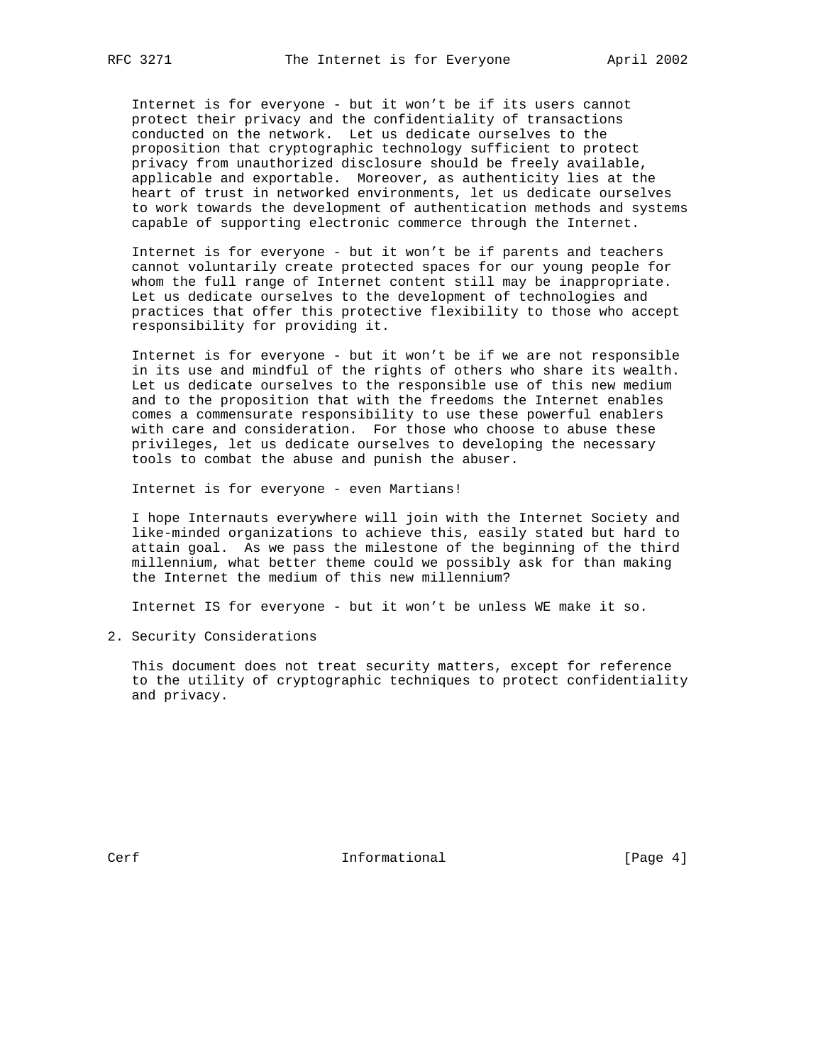Internet is for everyone - but it won't be if its users cannot protect their privacy and the confidentiality of transactions conducted on the network. Let us dedicate ourselves to the proposition that cryptographic technology sufficient to protect privacy from unauthorized disclosure should be freely available, applicable and exportable. Moreover, as authenticity lies at the heart of trust in networked environments, let us dedicate ourselves to work towards the development of authentication methods and systems capable of supporting electronic commerce through the Internet.

Internet is for everyone - but it won't be if parents and teachers cannot voluntarily create protected spaces for our young people for whom the full range of Internet content still may be inappropriate. Let us dedicate ourselves to the development of technologies and practices that offer this protective flexibility to those who accept responsibility for providing it.

Internet is for everyone - but it won't be if we are not responsible in its use and mindful of the rights of others who share its wealth. Let us dedicate ourselves to the responsible use of this new medium and to the proposition that with the freedoms the Internet enables comes a commensurate responsibility to use these powerful enablers with care and consideration. For those who choose to abuse these privileges, let us dedicate ourselves to developing the necessary tools to combat the abuse and punish the abuser.

Internet is for everyone - even Martians!

I hope Internauts everywhere will join with the Internet Society and like-minded organizations to achieve this, easily stated but hard to attain goal. As we pass the milestone of the beginning of the third millennium, what better theme could we possibly ask for than making the Internet the medium of this new millennium?

Internet IS for everyone - but it won't be unless WE make it so.

## 2. Security Considerations

This document does not treat security matters, except for reference to the utility of cryptographic techniques to protect confidentiality and privacy.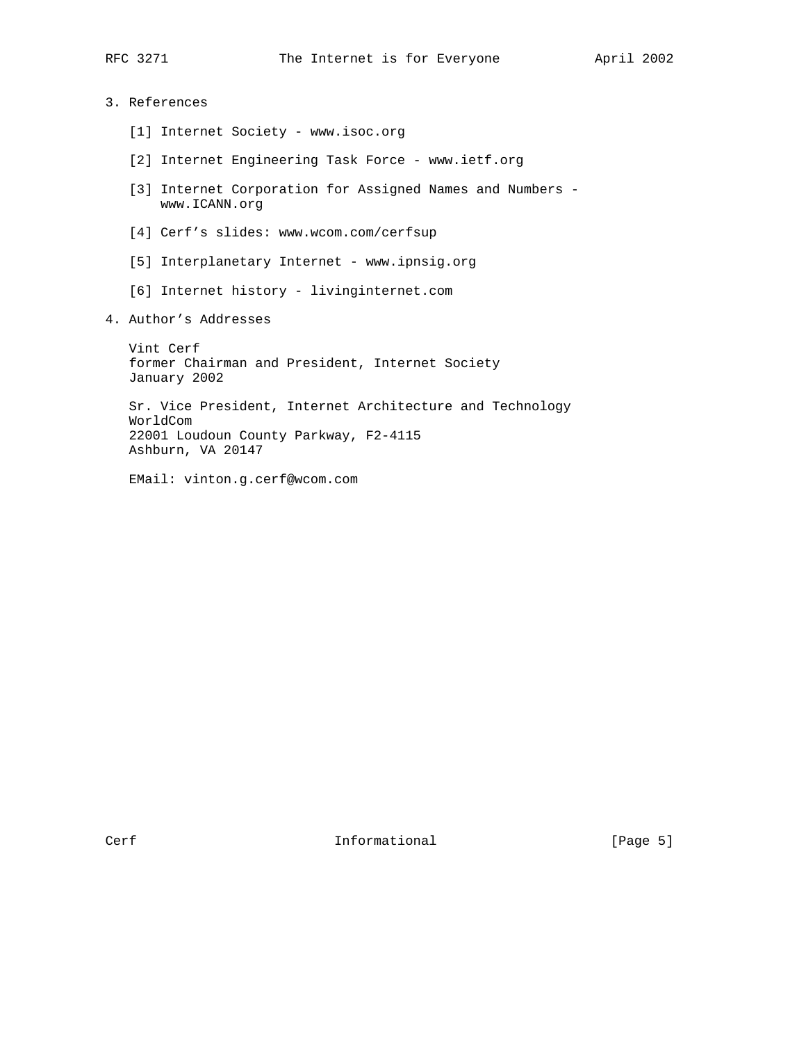## 3. References

[1] Internet Society - www.isoc.org

[2] Internet Engineering Task Force - www.ietf.org

[3] Internet Corporation for Assigned Names and Numbers - www.ICANN.org

[4] Cerf’s slides: www.wcom.com/cerfsup

[5] Interplanetary Internet - www.ipnsig.org

[6] Internet history - livinginternet.com

## 4. Author’s Addresses

Vint Cerf
former Chairman and President, Internet Society
January 2002

Sr. Vice President, Internet Architecture and Technology
WorldCom
22001 Loudoun County Parkway, F2-4115
Ashburn, VA 20147

EMail: vinton.g.cerf@wcom.com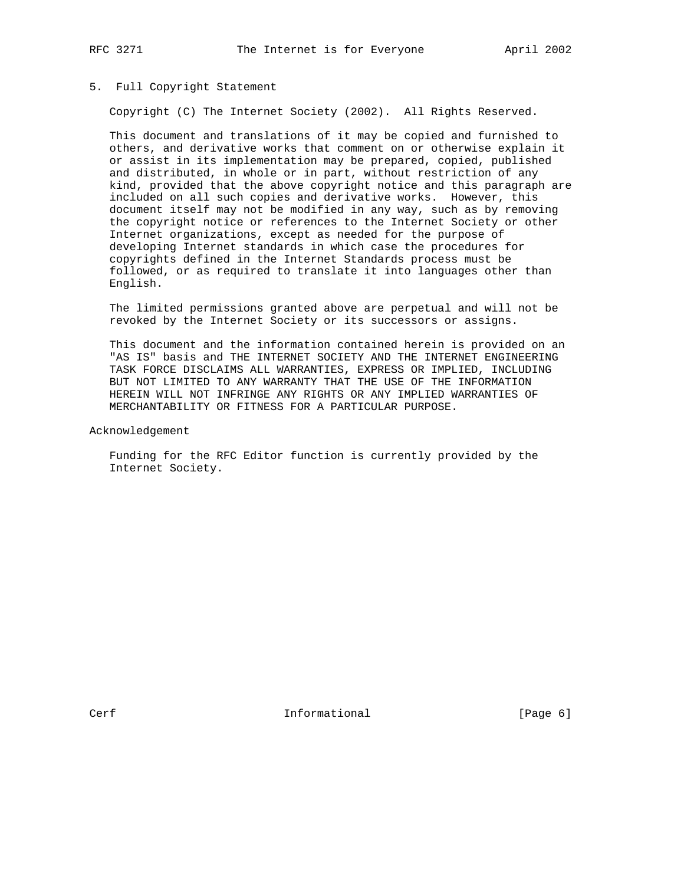## 5. Full Copyright Statement

Copyright (C) The Internet Society (2002). All Rights Reserved.

This document and translations of it may be copied and furnished to others, and derivative works that comment on or otherwise explain it or assist in its implementation may be prepared, copied, published and distributed, in whole or in part, without restriction of any kind, provided that the above copyright notice and this paragraph are included on all such copies and derivative works. However, this document itself may not be modified in any way, such as by removing the copyright notice or references to the Internet Society or other Internet organizations, except as needed for the purpose of developing Internet standards in which case the procedures for copyrights defined in the Internet Standards process must be followed, or as required to translate it into languages other than English.

The limited permissions granted above are perpetual and will not be revoked by the Internet Society or its successors or assigns.

This document and the information contained herein is provided on an "AS IS" basis and THE INTERNET SOCIETY AND THE INTERNET ENGINEERING TASK FORCE DISCLAIMS ALL WARRANTIES, EXPRESS OR IMPLIED, INCLUDING BUT NOT LIMITED TO ANY WARRANTY THAT THE USE OF THE INFORMATION HEREIN WILL NOT INFRINGE ANY RIGHTS OR ANY IMPLIED WARRANTIES OF MERCHANTABILITY OR FITNESS FOR A PARTICULAR PURPOSE.

## Acknowledgement

Funding for the RFC Editor function is currently provided by the Internet Society.